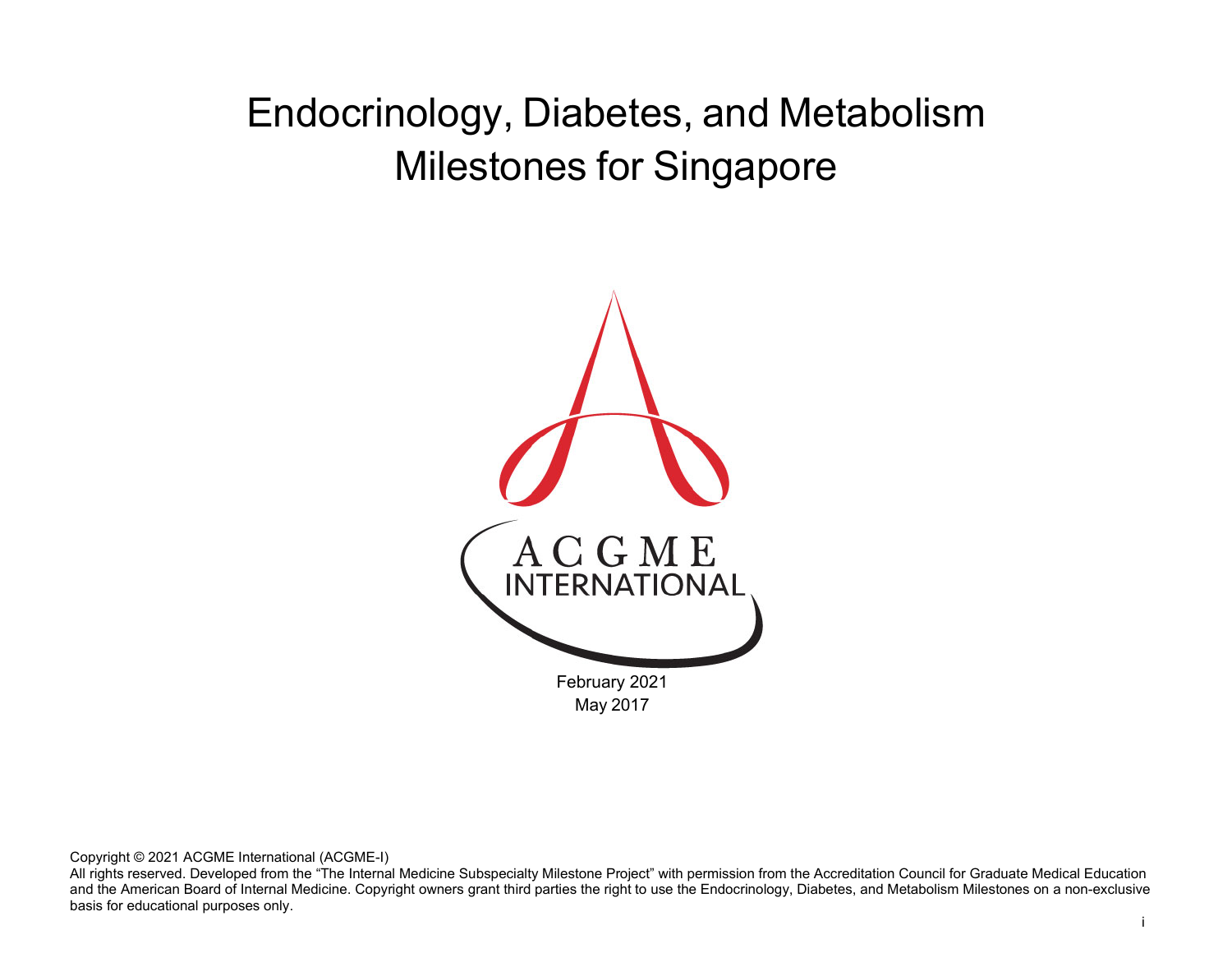# Endocrinology, Diabetes, and Metabolism Milestones for Singapore

ACGME INTERNATIONAL

February 2021
May 2017

Copyright © 2021 ACGME International (ACGME-I)
All rights reserved. Developed from the "The Internal Medicine Subspecialty Milestone Project" with permission from the Accreditation Council for Graduate Medical Education and the American Board of Internal Medicine. Copyright owners grant third parties the right to use the Endocrinology, Diabetes, and Metabolism Milestones on a non-exclusive basis for educational purposes only.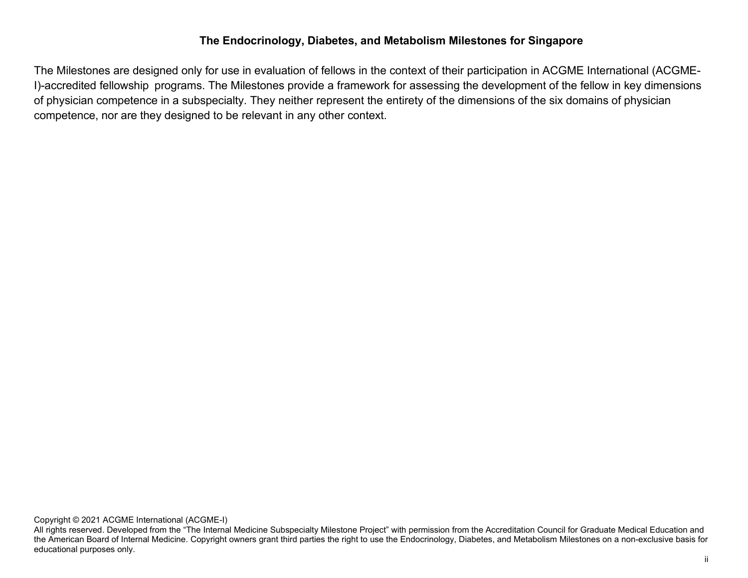## The Endocrinology, Diabetes, and Metabolism Milestones for Singapore

The Milestones are designed only for use in evaluation of fellows in the context of their participation in ACGME International (ACGME-I)-accredited fellowship programs. The Milestones provide a framework for assessing the development of the fellow in key dimensions of physician competence in a subspecialty. They neither represent the entirety of the dimensions of the six domains of physician competence, nor are they designed to be relevant in any other context.

Copyright © 2021 ACGME International (ACGME-I)
All rights reserved. Developed from the "The Internal Medicine Subspecialty Milestone Project" with permission from the Accreditation Council for Graduate Medical Education and the American Board of Internal Medicine. Copyright owners grant third parties the right to use the Endocrinology, Diabetes, and Metabolism Milestones on a non-exclusive basis for educational purposes only.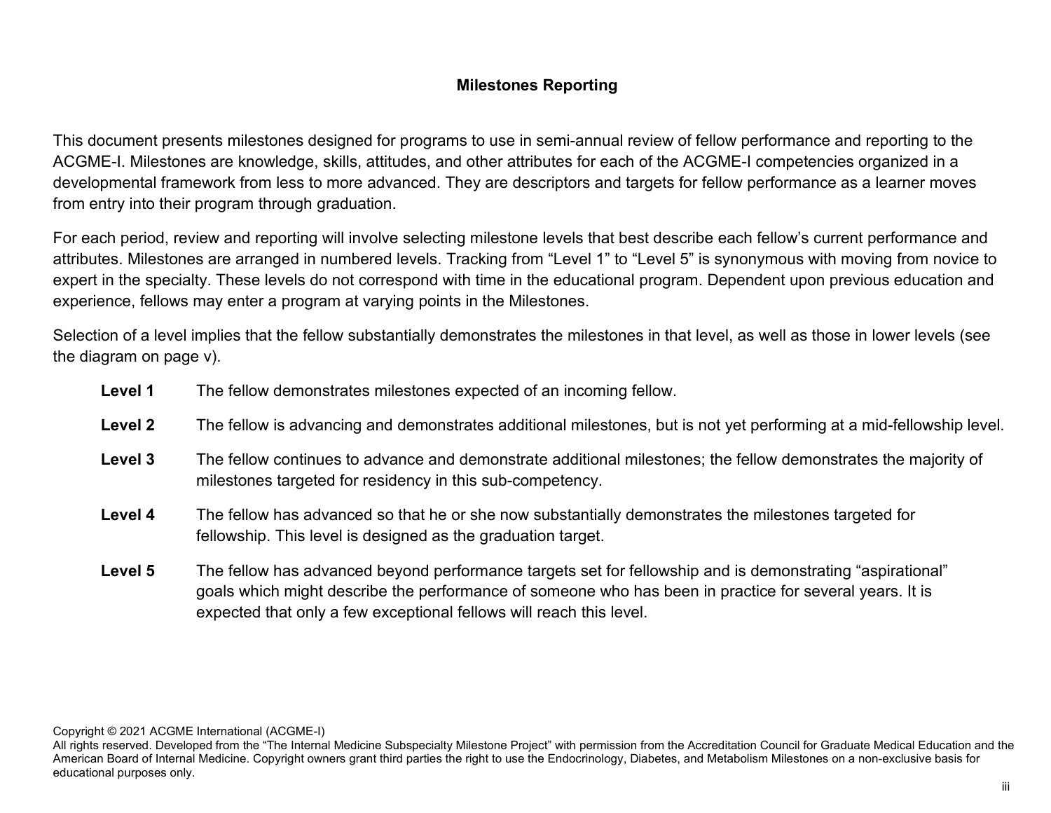## Milestones Reporting

This document presents milestones designed for programs to use in semi-annual review of fellow performance and reporting to the ACGME-I. Milestones are knowledge, skills, attitudes, and other attributes for each of the ACGME-I competencies organized in a developmental framework from less to more advanced. They are descriptors and targets for fellow performance as a learner moves from entry into their program through graduation.

For each period, review and reporting will involve selecting milestone levels that best describe each fellow's current performance and attributes. Milestones are arranged in numbered levels. Tracking from "Level 1" to "Level 5" is synonymous with moving from novice to expert in the specialty. These levels do not correspond with time in the educational program. Dependent upon previous education and experience, fellows may enter a program at varying points in the Milestones.

Selection of a level implies that the fellow substantially demonstrates the milestones in that level, as well as those in lower levels (see the diagram on page v).

**Level 1** The fellow demonstrates milestones expected of an incoming fellow.

**Level 2** The fellow is advancing and demonstrates additional milestones, but is not yet performing at a mid-fellowship level.

**Level 3** The fellow continues to advance and demonstrate additional milestones; the fellow demonstrates the majority of milestones targeted for residency in this sub-competency.

**Level 4** The fellow has advanced so that he or she now substantially demonstrates the milestones targeted for fellowship. This level is designed as the graduation target.

**Level 5** The fellow has advanced beyond performance targets set for fellowship and is demonstrating "aspirational" goals which might describe the performance of someone who has been in practice for several years. It is expected that only a few exceptional fellows will reach this level.

Copyright © 2021 ACGME International (ACGME-I)
All rights reserved. Developed from the "The Internal Medicine Subspecialty Milestone Project" with permission from the Accreditation Council for Graduate Medical Education and the American Board of Internal Medicine. Copyright owners grant third parties the right to use the Endocrinology, Diabetes, and Metabolism Milestones on a non-exclusive basis for educational purposes only.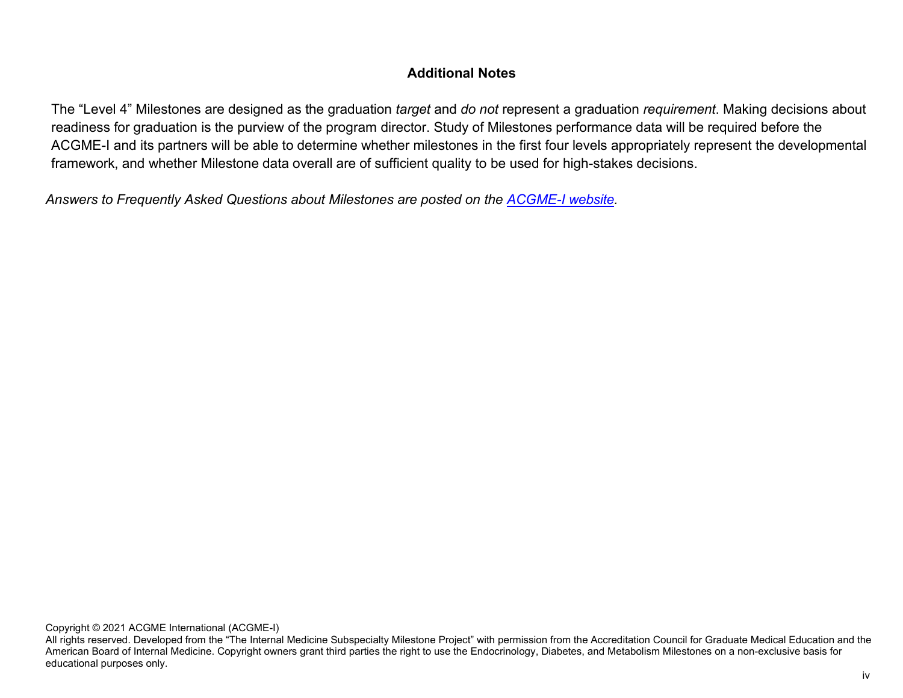## Additional Notes

The “Level 4” Milestones are designed as the graduation *target* and *do not* represent a graduation *requirement*. Making decisions about readiness for graduation is the purview of the program director. Study of Milestones performance data will be required before the ACGME-I and its partners will be able to determine whether milestones in the first four levels appropriately represent the developmental framework, and whether Milestone data overall are of sufficient quality to be used for high-stakes decisions.

*Answers to Frequently Asked Questions about Milestones are posted on the [ACGME-I website](ACGME-I website).*

Copyright © 2021 ACGME International (ACGME-I)
All rights reserved. Developed from the “The Internal Medicine Subspecialty Milestone Project” with permission from the Accreditation Council for Graduate Medical Education and the American Board of Internal Medicine. Copyright owners grant third parties the right to use the Endocrinology, Diabetes, and Metabolism Milestones on a non-exclusive basis for educational purposes only.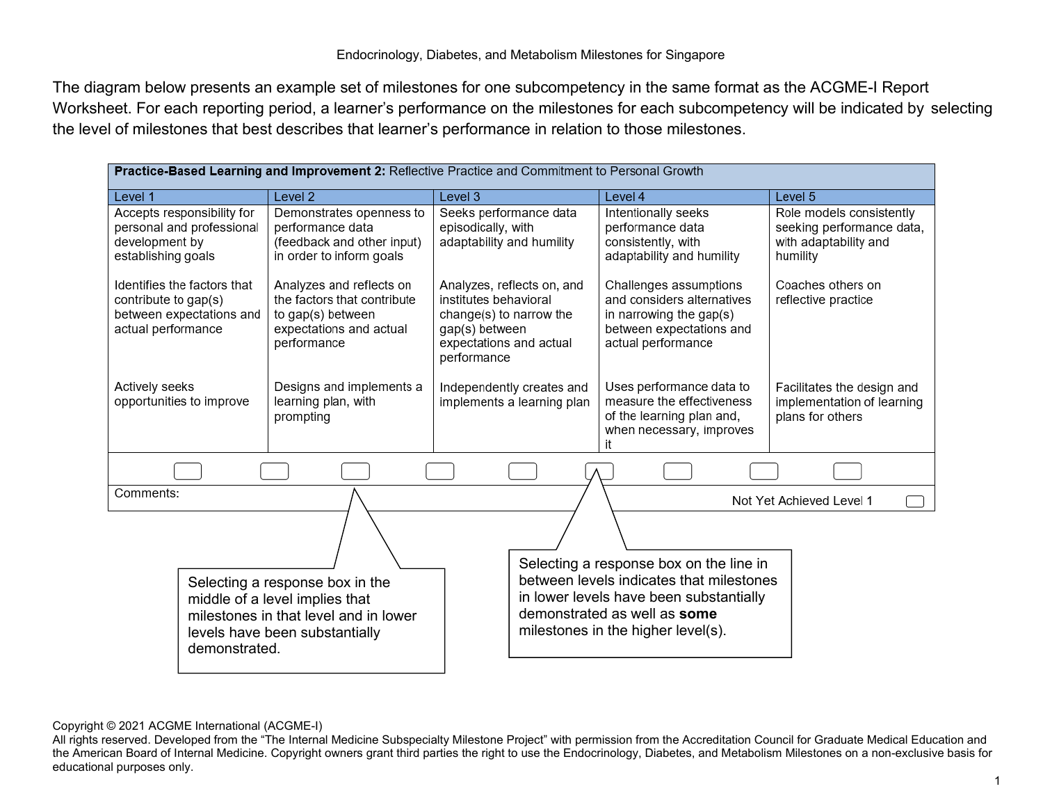The diagram below presents an example set of milestones for one subcompetency in the same format as the ACGME-I Report Worksheet. For each reporting period, a learner's performance on the milestones for each subcompetency will be indicated by selecting the level of milestones that best describes that learner's performance in relation to those milestones.

| **Practice-Based Learning and Improvement 2:** Reflective Practice and Commitment to Personal Growth | | | | |
|---|---|---|---|---|
| Level 1 | Level 2 | Level 3 | Level 4 | Level 5 |
| Accepts responsibility for personal and professional development by establishing goals | Demonstrates openness to performance data (feedback and other input) in order to inform goals | Seeks performance data episodically, with adaptability and humility | Intentionally seeks performance data consistently, with adaptability and humility | Role models consistently seeking performance data, with adaptability and humility |
| Identifies the factors that contribute to gap(s) between expectations and actual performance | Analyzes and reflects on the factors that contribute to gap(s) between expectations and actual performance | Analyzes, reflects on, and institutes behavioral change(s) to narrow the gap(s) between expectations and actual performance | Challenges assumptions and considers alternatives in narrowing the gap(s) between expectations and actual performance | Coaches others on reflective practice |
| Actively seeks opportunities to improve | Designs and implements a learning plan, with prompting | Independently creates and implements a learning plan | Uses performance data to measure the effectiveness of the learning plan and, when necessary, improves it | Facilitates the design and implementation of learning plans for others |

Comments:

Not Yet Achieved Level 1

Selecting a response box in the middle of a level implies that milestones in that level and in lower levels have been substantially demonstrated.

Selecting a response box on the line in between levels indicates that milestones in lower levels have been substantially demonstrated as well as **some** milestones in the higher level(s).

Copyright © 2021 ACGME International (ACGME-I)
All rights reserved. Developed from the "The Internal Medicine Subspecialty Milestone Project" with permission from the Accreditation Council for Graduate Medical Education and the American Board of Internal Medicine. Copyright owners grant third parties the right to use the Endocrinology, Diabetes, and Metabolism Milestones on a non-exclusive basis for educational purposes only.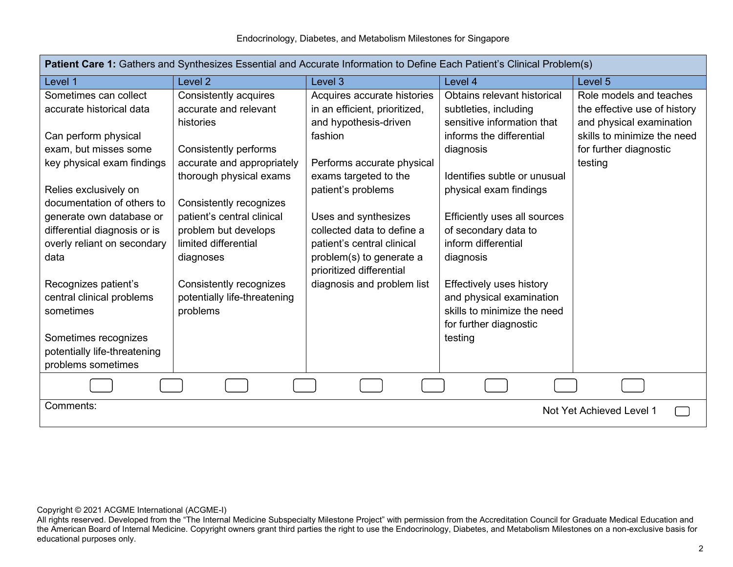| **Patient Care 1:** Gathers and Synthesizes Essential and Accurate Information to Define Each Patient's Clinical Problem(s) | | | | |
|---|---|---|---|---|
| Level 1 | Level 2 | Level 3 | Level 4 | Level 5 |
| Sometimes can collect accurate historical data<br><br>Can perform physical exam, but misses some key physical exam findings<br><br>Relies exclusively on documentation of others to generate own database or differential diagnosis or is overly reliant on secondary data<br><br>Recognizes patient's central clinical problems sometimes<br><br>Sometimes recognizes potentially life-threatening problems sometimes | Consistently acquires accurate and relevant histories<br><br>Consistently performs accurate and appropriately thorough physical exams<br><br>Consistently recognizes patient's central clinical problem but develops limited differential diagnoses<br><br>Consistently recognizes potentially life-threatening problems | Acquires accurate histories in an efficient, prioritized, and hypothesis-driven fashion<br><br>Performs accurate physical exams targeted to the patient's problems<br><br>Uses and synthesizes collected data to define a patient's central clinical problem(s) to generate a prioritized differential diagnosis and problem list | Obtains relevant historical subtleties, including sensitive information that informs the differential diagnosis<br><br>Identifies subtle or unusual physical exam findings<br><br>Efficiently uses all sources of secondary data to inform differential diagnosis<br><br>Effectively uses history and physical examination skills to minimize the need for further diagnostic testing | Role models and teaches the effective use of history and physical examination skills to minimize the need for further diagnostic testing |

Comments:

Not Yet Achieved Level 1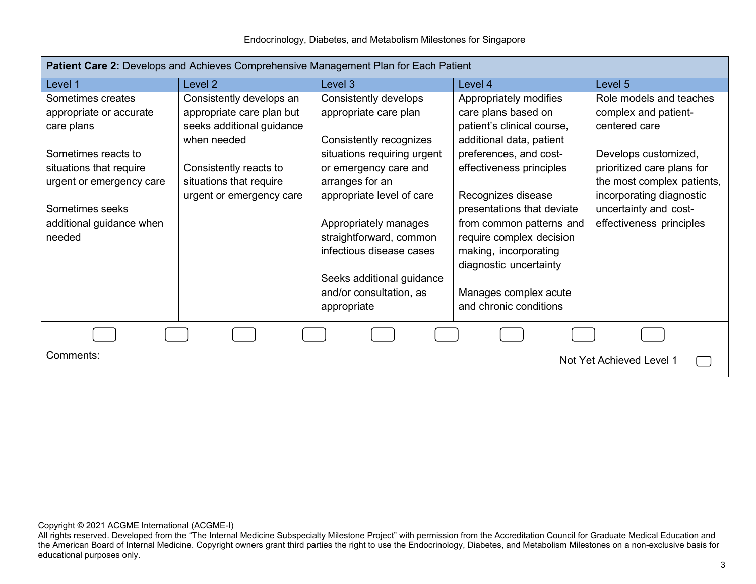| **Patient Care 2:** Develops and Achieves Comprehensive Management Plan for Each Patient | | | | |
|---|---|---|---|---|
| Level 1 | Level 2 | Level 3 | Level 4 | Level 5 |
| Sometimes creates appropriate or accurate care plans<br><br>Sometimes reacts to situations that require urgent or emergency care<br><br>Sometimes seeks additional guidance when needed | Consistently develops an appropriate care plan but seeks additional guidance when needed<br><br>Consistently reacts to situations that require urgent or emergency care | Consistently develops appropriate care plan<br><br>Consistently recognizes situations requiring urgent or emergency care and arranges for an appropriate level of care<br><br>Appropriately manages straightforward, common infectious disease cases<br><br>Seeks additional guidance and/or consultation, as appropriate | Appropriately modifies care plans based on patient's clinical course, additional data, patient preferences, and cost-effectiveness principles<br><br>Recognizes disease presentations that deviate from common patterns and require complex decision making, incorporating diagnostic uncertainty<br><br>Manages complex acute and chronic conditions | Role models and teaches complex and patient-centered care<br><br>Develops customized, prioritized care plans for the most complex patients, incorporating diagnostic uncertainty and cost-effectiveness principles |

Comments:

Not Yet Achieved Level 1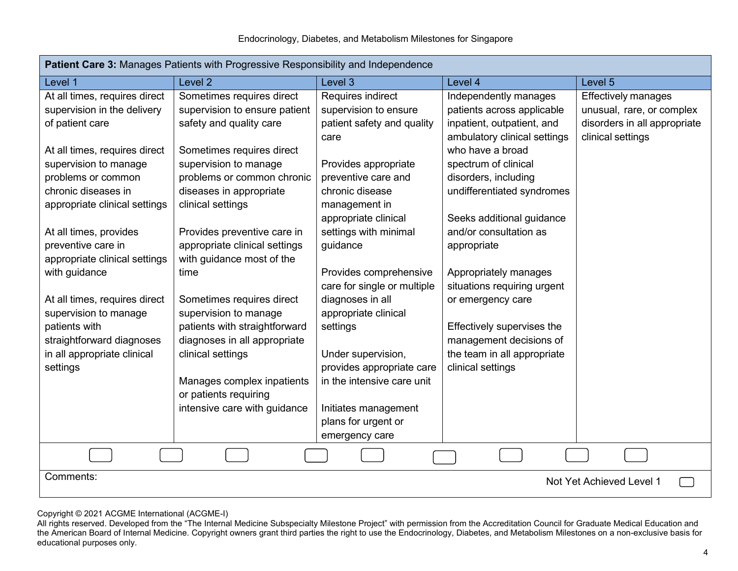| **Patient Care 3:** Manages Patients with Progressive Responsibility and Independence | | | | |
|---|---|---|---|---|
| Level 1 | Level 2 | Level 3 | Level 4 | Level 5 |
| At all times, requires direct supervision in the delivery of patient care<br><br>At all times, requires direct supervision to manage problems or common chronic diseases in appropriate clinical settings<br><br>At all times, provides preventive care in appropriate clinical settings with guidance<br><br>At all times, requires direct supervision to manage patients with straightforward diagnoses in all appropriate clinical settings | Sometimes requires direct supervision to ensure patient safety and quality care<br><br>Sometimes requires direct supervision to manage problems or common chronic diseases in appropriate clinical settings<br><br>Provides preventive care in appropriate clinical settings with guidance most of the time<br><br>Sometimes requires direct supervision to manage patients with straightforward diagnoses in all appropriate clinical settings<br><br>Manages complex inpatients or patients requiring intensive care with guidance | Requires indirect supervision to ensure patient safety and quality care<br><br>Provides appropriate preventive care and chronic disease management in appropriate clinical settings with minimal guidance<br><br>Provides comprehensive care for single or multiple diagnoses in all appropriate clinical settings<br><br>Under supervision, provides appropriate care in the intensive care unit<br><br>Initiates management plans for urgent or emergency care | Independently manages patients across applicable inpatient, outpatient, and ambulatory clinical settings who have a broad spectrum of clinical disorders, including undifferentiated syndromes<br><br>Seeks additional guidance and/or consultation as appropriate<br><br>Appropriately manages situations requiring urgent or emergency care<br><br>Effectively supervises the management decisions of the team in all appropriate clinical settings | Effectively manages unusual, rare, or complex disorders in all appropriate clinical settings |

Comments:

Not Yet Achieved Level 1

Copyright © 2021 ACGME International (ACGME-I)
All rights reserved. Developed from the "The Internal Medicine Subspecialty Milestone Project" with permission from the Accreditation Council for Graduate Medical Education and the American Board of Internal Medicine. Copyright owners grant third parties the right to use the Endocrinology, Diabetes, and Metabolism Milestones on a non-exclusive basis for educational purposes only.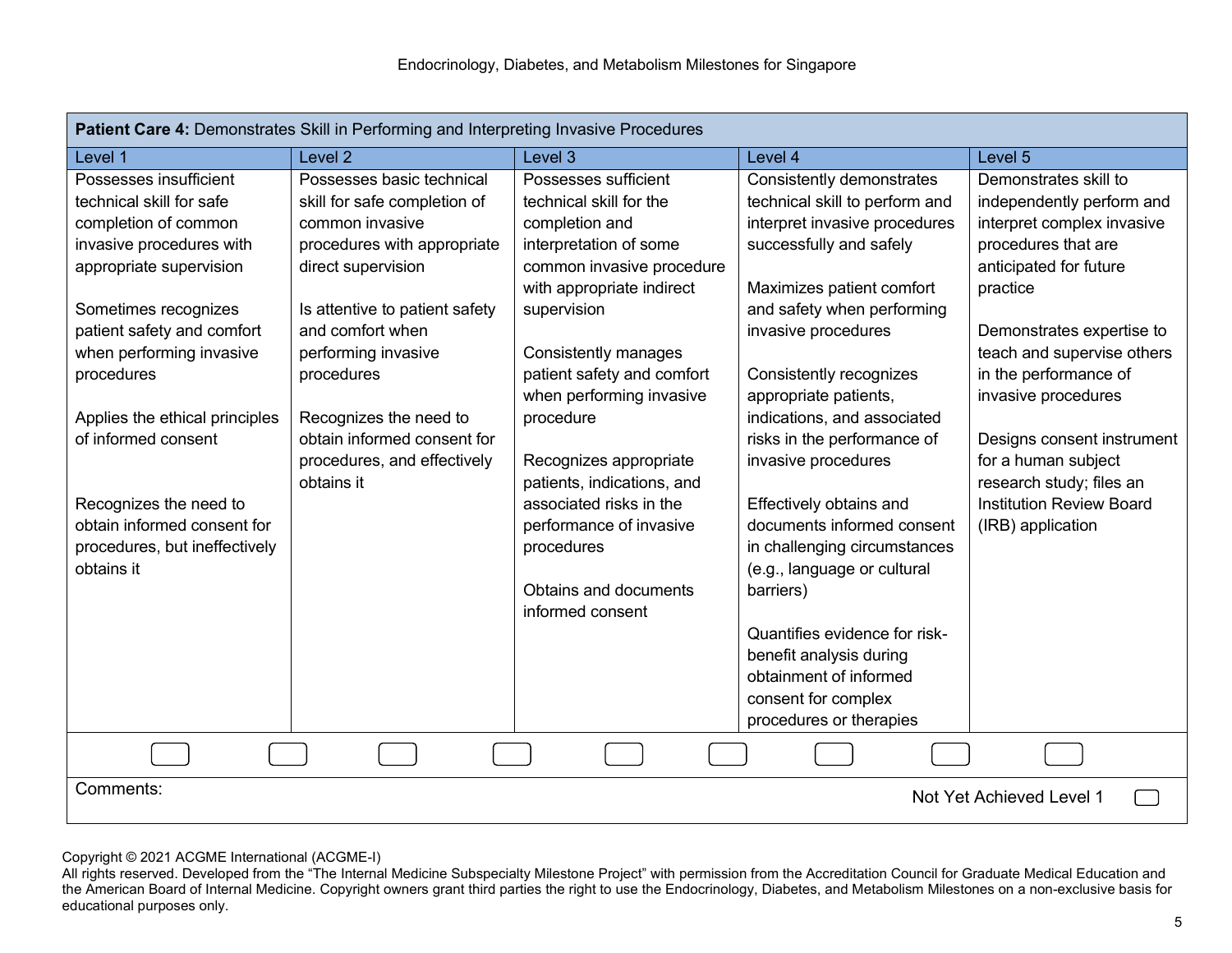| **Patient Care 4:** Demonstrates Skill in Performing and Interpreting Invasive Procedures | | | | |
|---|---|---|---|---|
| Level 1 | Level 2 | Level 3 | Level 4 | Level 5 |
| Possesses insufficient technical skill for safe completion of common invasive procedures with appropriate supervision<br><br>Sometimes recognizes patient safety and comfort when performing invasive procedures<br><br>Applies the ethical principles of informed consent<br><br>Recognizes the need to obtain informed consent for procedures, but ineffectively obtains it | Possesses basic technical skill for safe completion of common invasive procedures with appropriate direct supervision<br><br>Is attentive to patient safety and comfort when performing invasive procedures<br><br>Recognizes the need to obtain informed consent for procedures, and effectively obtains it | Possesses sufficient technical skill for the completion and interpretation of some common invasive procedure with appropriate indirect supervision<br><br>Consistently manages patient safety and comfort when performing invasive procedure<br><br>Recognizes appropriate patients, indications, and associated risks in the performance of invasive procedures<br><br>Obtains and documents informed consent | Consistently demonstrates technical skill to perform and interpret invasive procedures successfully and safely<br><br>Maximizes patient comfort and safety when performing invasive procedures<br><br>Consistently recognizes appropriate patients, indications, and associated risks in the performance of invasive procedures<br><br>Effectively obtains and documents informed consent in challenging circumstances (e.g., language or cultural barriers)<br><br>Quantifies evidence for risk-benefit analysis during obtainment of informed consent for complex procedures or therapies | Demonstrates skill to independently perform and interpret complex invasive procedures that are anticipated for future practice<br><br>Demonstrates expertise to teach and supervise others in the performance of invasive procedures<br><br>Designs consent instrument for a human subject research study; files an Institution Review Board (IRB) application |

Comments:

Not Yet Achieved Level 1

Copyright © 2021 ACGME International (ACGME-I)
All rights reserved. Developed from the "The Internal Medicine Subspecialty Milestone Project" with permission from the Accreditation Council for Graduate Medical Education and the American Board of Internal Medicine. Copyright owners grant third parties the right to use the Endocrinology, Diabetes, and Metabolism Milestones on a non-exclusive basis for educational purposes only.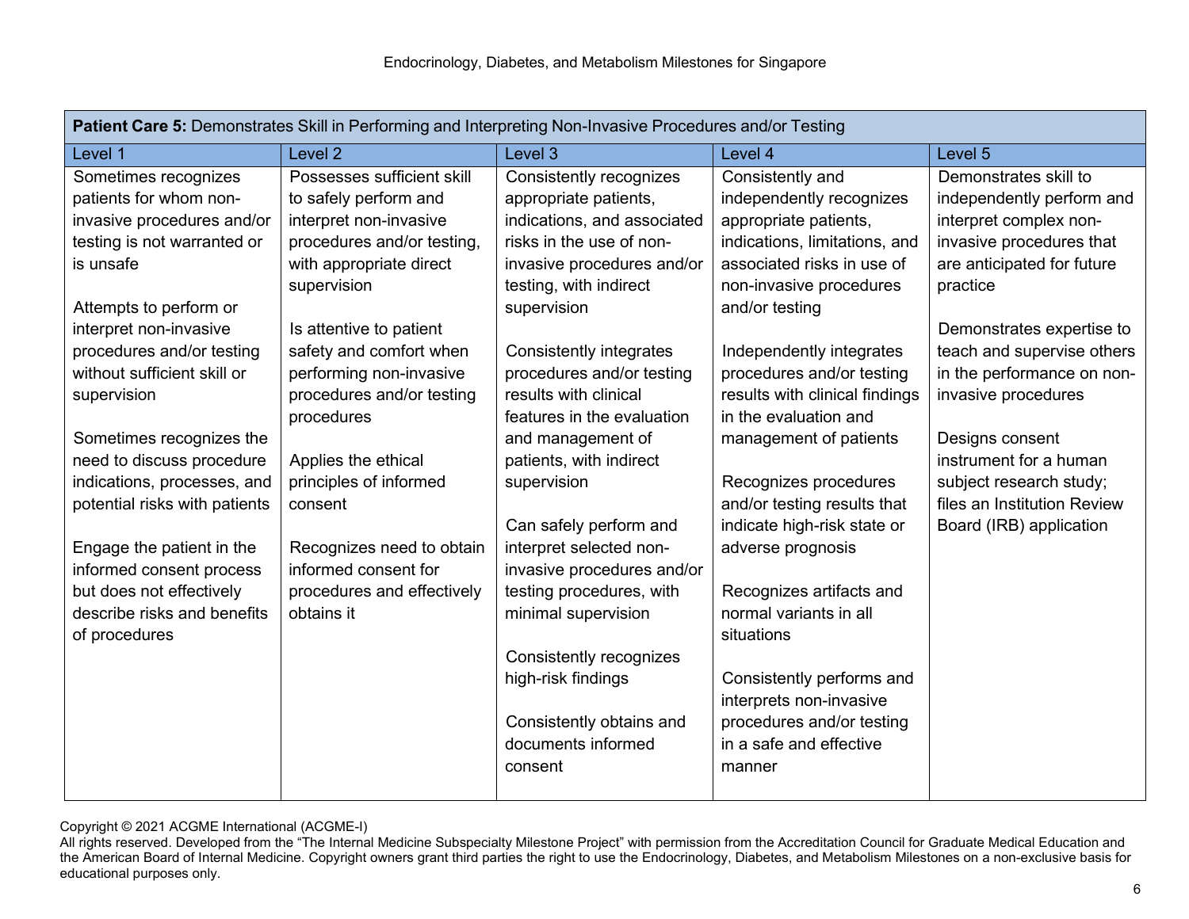| **Patient Care 5:** Demonstrates Skill in Performing and Interpreting Non-Invasive Procedures and/or Testing | | | | |
|---|---|---|---|---|
| Level 1 | Level 2 | Level 3 | Level 4 | Level 5 |
| Sometimes recognizes patients for whom non-invasive procedures and/or testing is not warranted or is unsafe<br><br>Attempts to perform or interpret non-invasive procedures and/or testing without sufficient skill or supervision<br><br>Sometimes recognizes the need to discuss procedure indications, processes, and potential risks with patients<br><br>Engage the patient in the informed consent process but does not effectively describe risks and benefits of procedures | Possesses sufficient skill to safely perform and interpret non-invasive procedures and/or testing, with appropriate direct supervision<br><br>Is attentive to patient safety and comfort when performing non-invasive procedures and/or testing procedures<br><br>Applies the ethical principles of informed consent<br><br>Recognizes need to obtain informed consent for procedures and effectively obtains it | Consistently recognizes appropriate patients, indications, and associated risks in the use of non-invasive procedures and/or testing, with indirect supervision<br><br>Consistently integrates procedures and/or testing results with clinical features in the evaluation and management of patients, with indirect supervision<br><br>Can safely perform and interpret selected non-invasive procedures and/or testing procedures, with minimal supervision<br><br>Consistently recognizes high-risk findings<br><br>Consistently obtains and documents informed consent | Consistently and independently recognizes appropriate patients, indications, limitations, and associated risks in use of non-invasive procedures and/or testing<br><br>Independently integrates procedures and/or testing results with clinical findings in the evaluation and management of patients<br><br>Recognizes procedures and/or testing results that indicate high-risk state or adverse prognosis<br><br>Recognizes artifacts and normal variants in all situations<br><br>Consistently performs and interprets non-invasive procedures and/or testing in a safe and effective manner | Demonstrates skill to independently perform and interpret complex non-invasive procedures that are anticipated for future practice<br><br>Demonstrates expertise to teach and supervise others in the performance on non-invasive procedures<br><br>Designs consent instrument for a human subject research study; files an Institution Review Board (IRB) application |

Copyright © 2021 ACGME International (ACGME-I)
All rights reserved. Developed from the "The Internal Medicine Subspecialty Milestone Project" with permission from the Accreditation Council for Graduate Medical Education and the American Board of Internal Medicine. Copyright owners grant third parties the right to use the Endocrinology, Diabetes, and Metabolism Milestones on a non-exclusive basis for educational purposes only.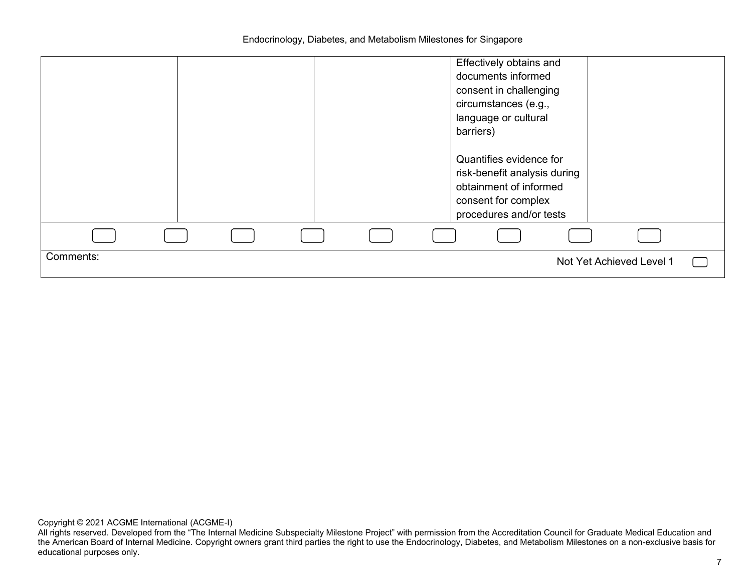| | | | | |
|---|---|---|---|---|
| | | | Effectively obtains and documents informed consent in challenging circumstances (e.g., language or cultural barriers)<br><br>Quantifies evidence for risk-benefit analysis during obtainment of informed consent for complex procedures and/or tests | |

Comments:

Not Yet Achieved Level 1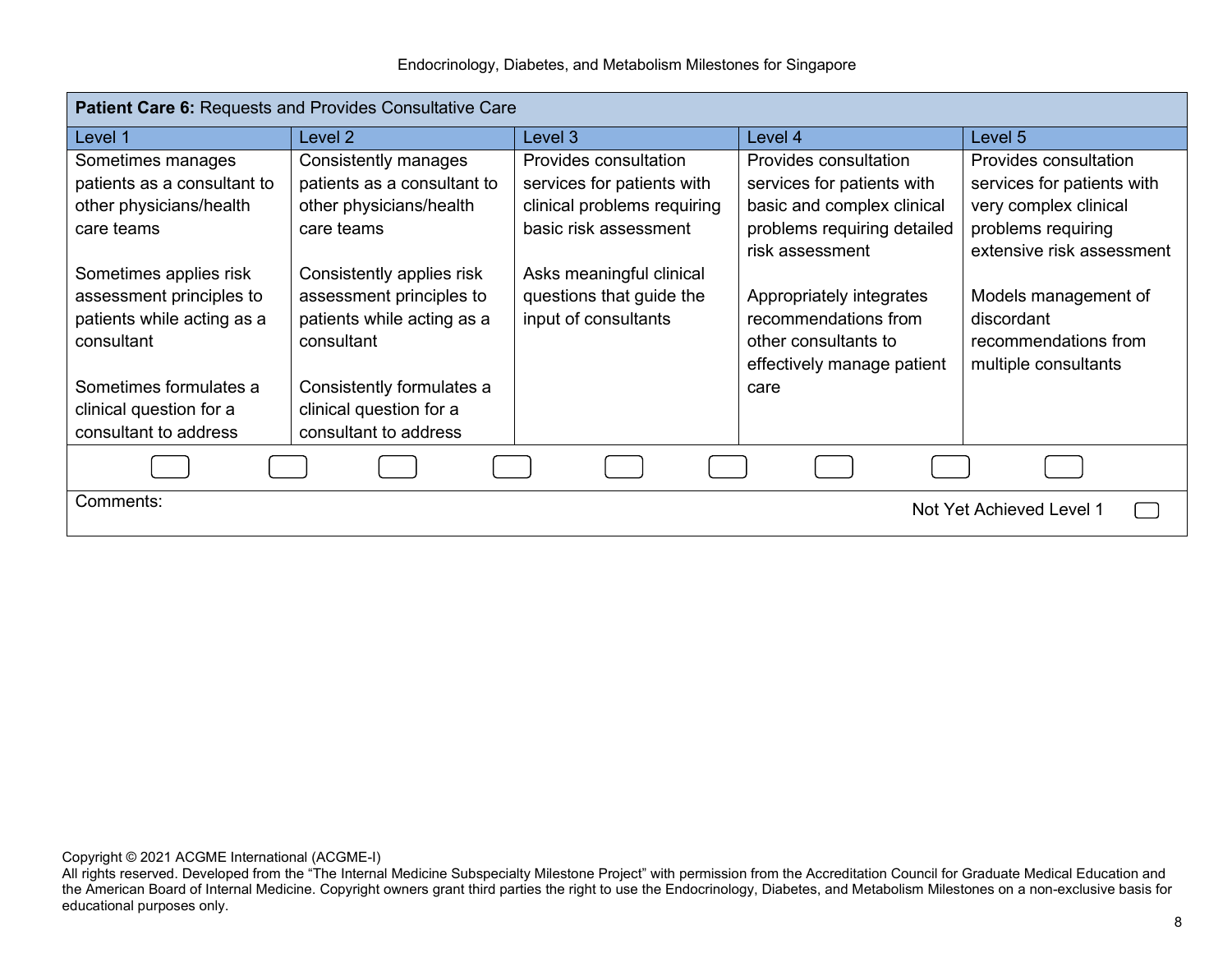| **Patient Care 6:** Requests and Provides Consultative Care | | | | |
|---|---|---|---|---|
| Level 1 | Level 2 | Level 3 | Level 4 | Level 5 |
| Sometimes manages patients as a consultant to other physicians/health care teams<br><br>Sometimes applies risk assessment principles to patients while acting as a consultant<br><br>Sometimes formulates a clinical question for a consultant to address | Consistently manages patients as a consultant to other physicians/health care teams<br><br>Consistently applies risk assessment principles to patients while acting as a consultant<br><br>Consistently formulates a clinical question for a consultant to address | Provides consultation services for patients with clinical problems requiring basic risk assessment<br><br>Asks meaningful clinical questions that guide the input of consultants | Provides consultation services for patients with basic and complex clinical problems requiring detailed risk assessment<br><br>Appropriately integrates recommendations from other consultants to effectively manage patient care | Provides consultation services for patients with very complex clinical problems requiring extensive risk assessment<br><br>Models management of discordant recommendations from multiple consultants |

Comments:

Not Yet Achieved Level 1

Copyright © 2021 ACGME International (ACGME-I)
All rights reserved. Developed from the "The Internal Medicine Subspecialty Milestone Project" with permission from the Accreditation Council for Graduate Medical Education and the American Board of Internal Medicine. Copyright owners grant third parties the right to use the Endocrinology, Diabetes, and Metabolism Milestones on a non-exclusive basis for educational purposes only.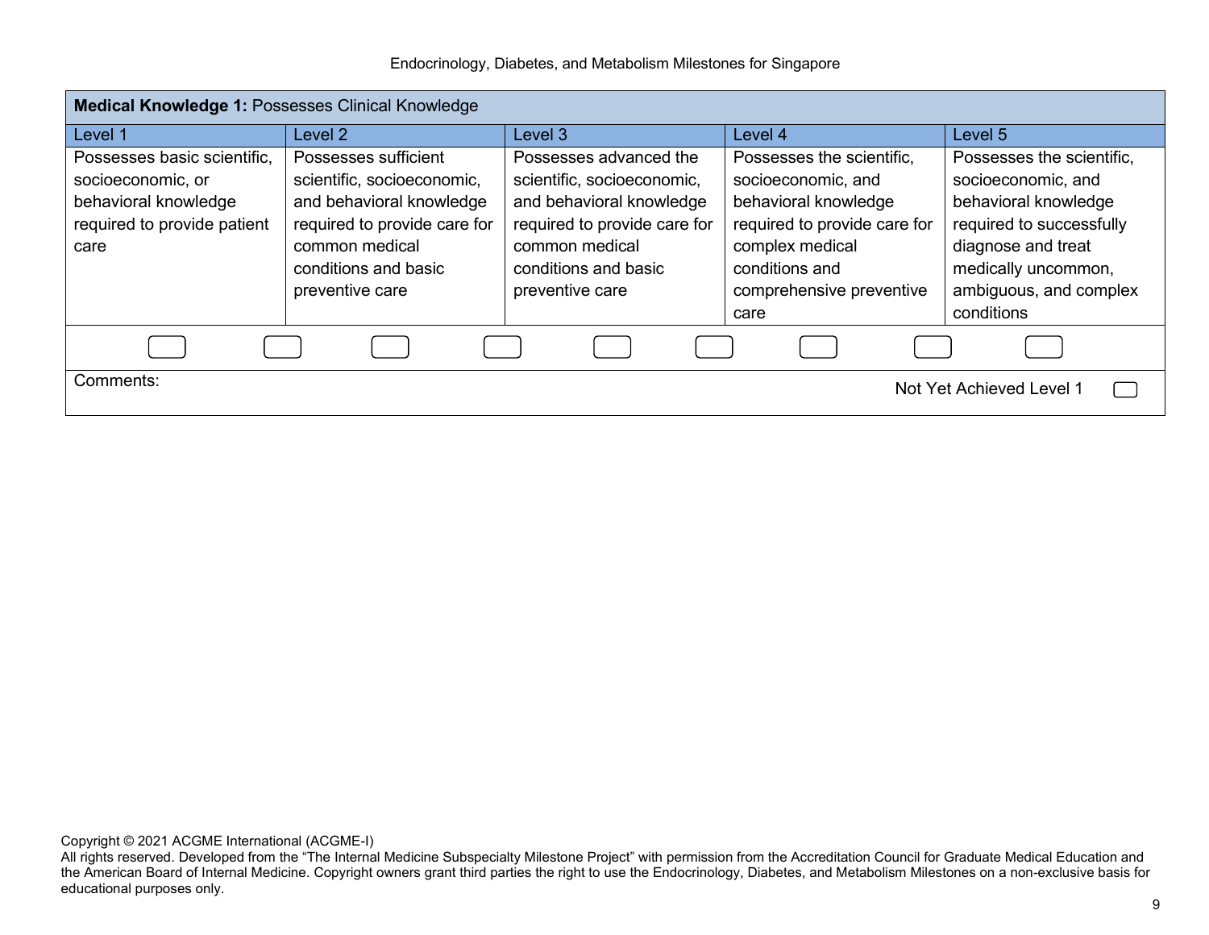| **Medical Knowledge 1:** Possesses Clinical Knowledge | | | | |
|---|---|---|---|---|
| Level 1 | Level 2 | Level 3 | Level 4 | Level 5 |
| Possesses basic scientific, socioeconomic, or behavioral knowledge required to provide patient care | Possesses sufficient scientific, socioeconomic, and behavioral knowledge required to provide care for common medical conditions and basic preventive care | Possesses advanced the scientific, socioeconomic, and behavioral knowledge required to provide care for common medical conditions and basic preventive care | Possesses the scientific, socioeconomic, and behavioral knowledge required to provide care for complex medical conditions and comprehensive preventive care | Possesses the scientific, socioeconomic, and behavioral knowledge required to successfully diagnose and treat medically uncommon, ambiguous, and complex conditions |

Comments:

Not Yet Achieved Level 1

Copyright © 2021 ACGME International (ACGME-I)
All rights reserved. Developed from the "The Internal Medicine Subspecialty Milestone Project" with permission from the Accreditation Council for Graduate Medical Education and the American Board of Internal Medicine. Copyright owners grant third parties the right to use the Endocrinology, Diabetes, and Metabolism Milestones on a non-exclusive basis for educational purposes only.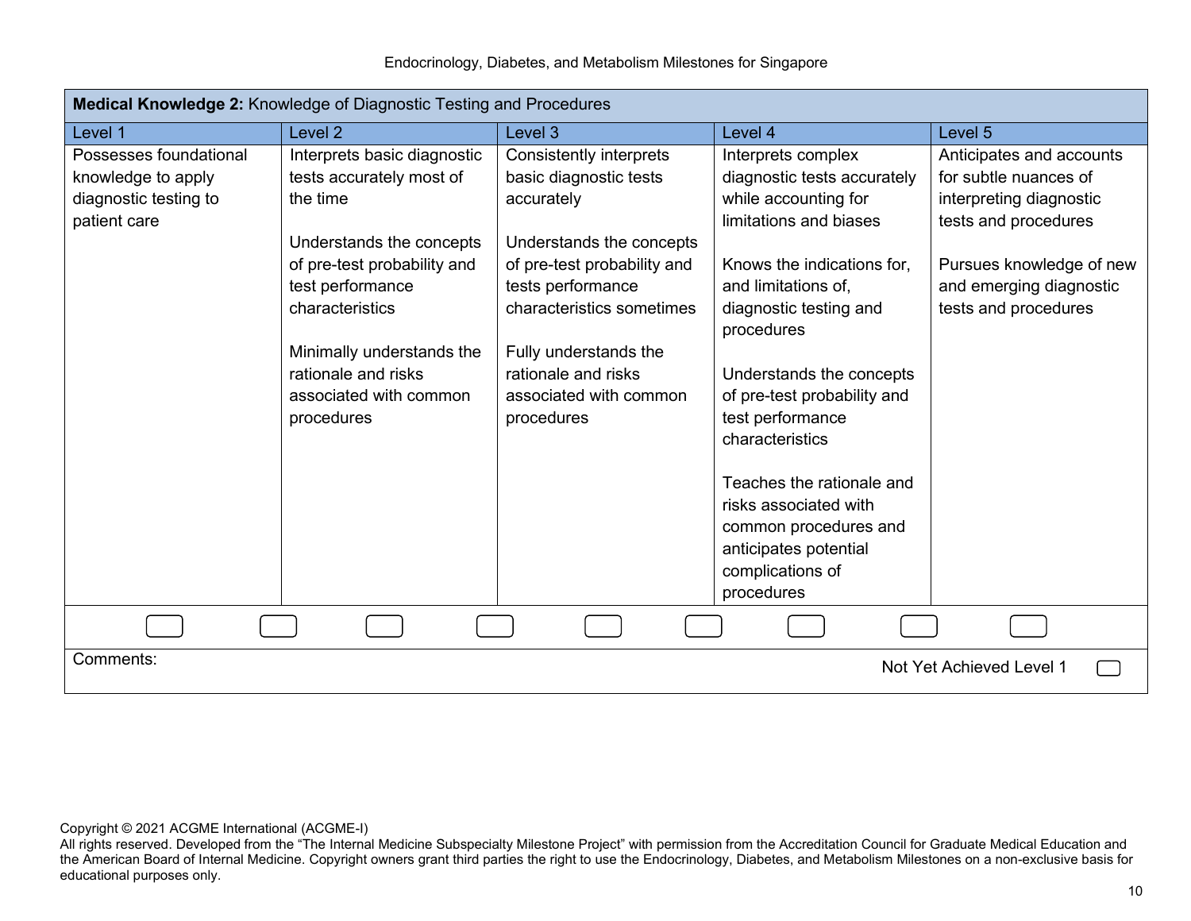| **Medical Knowledge 2:** Knowledge of Diagnostic Testing and Procedures | | | | |
|---|---|---|---|---|
| Level 1 | Level 2 | Level 3 | Level 4 | Level 5 |
| Possesses foundational knowledge to apply diagnostic testing to patient care | Interprets basic diagnostic tests accurately most of the time<br><br>Understands the concepts of pre-test probability and test performance characteristics<br><br>Minimally understands the rationale and risks associated with common procedures | Consistently interprets basic diagnostic tests accurately<br><br>Understands the concepts of pre-test probability and tests performance characteristics sometimes<br><br>Fully understands the rationale and risks associated with common procedures | Interprets complex diagnostic tests accurately while accounting for limitations and biases<br><br>Knows the indications for, and limitations of, diagnostic testing and procedures<br><br>Understands the concepts of pre-test probability and test performance characteristics<br><br>Teaches the rationale and risks associated with common procedures and anticipates potential complications of procedures | Anticipates and accounts for subtle nuances of interpreting diagnostic tests and procedures<br><br>Pursues knowledge of new and emerging diagnostic tests and procedures |

Comments:

Not Yet Achieved Level 1

Copyright © 2021 ACGME International (ACGME-I)
All rights reserved. Developed from the "The Internal Medicine Subspecialty Milestone Project" with permission from the Accreditation Council for Graduate Medical Education and the American Board of Internal Medicine. Copyright owners grant third parties the right to use the Endocrinology, Diabetes, and Metabolism Milestones on a non-exclusive basis for educational purposes only.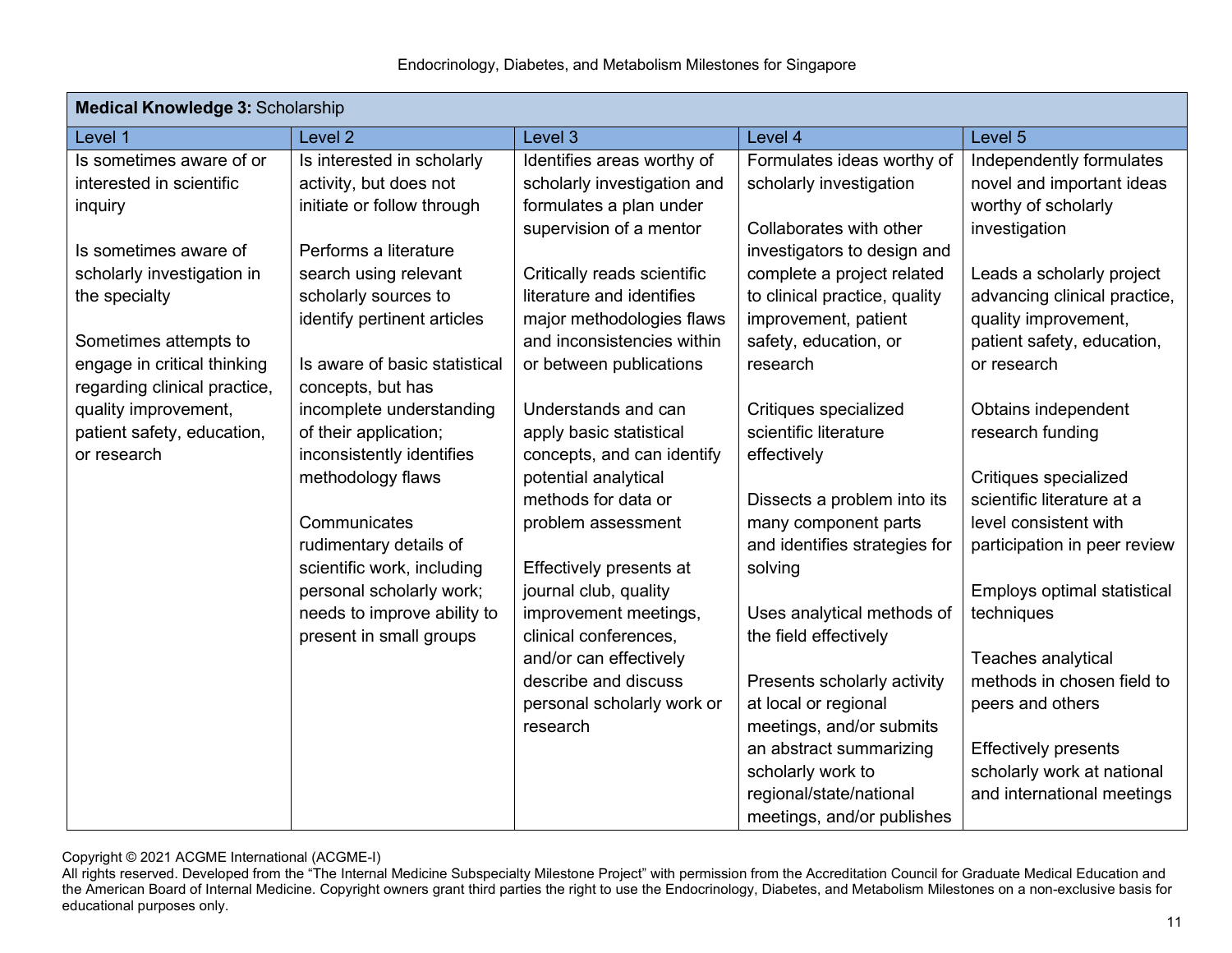| **Medical Knowledge 3:** Scholarship | | | | |
|---|---|---|---|---|
| Level 1 | Level 2 | Level 3 | Level 4 | Level 5 |
| Is sometimes aware of or interested in scientific inquiry<br><br>Is sometimes aware of scholarly investigation in the specialty<br><br>Sometimes attempts to engage in critical thinking regarding clinical practice, quality improvement, patient safety, education, or research | Is interested in scholarly activity, but does not initiate or follow through<br><br>Performs a literature search using relevant scholarly sources to identify pertinent articles<br><br>Is aware of basic statistical concepts, but has incomplete understanding of their application; inconsistently identifies methodology flaws<br><br>Communicates rudimentary details of scientific work, including personal scholarly work; needs to improve ability to present in small groups | Identifies areas worthy of scholarly investigation and formulates a plan under supervision of a mentor<br><br>Critically reads scientific literature and identifies major methodologies flaws and inconsistencies within or between publications<br><br>Understands and can apply basic statistical concepts, and can identify potential analytical methods for data or problem assessment<br><br>Effectively presents at journal club, quality improvement meetings, clinical conferences, and/or can effectively describe and discuss personal scholarly work or research | Formulates ideas worthy of scholarly investigation<br><br>Collaborates with other investigators to design and complete a project related to clinical practice, quality improvement, patient safety, education, or research<br><br>Critiques specialized scientific literature effectively<br><br>Dissects a problem into its many component parts and identifies strategies for solving<br><br>Uses analytical methods of the field effectively<br><br>Presents scholarly activity at local or regional meetings, and/or submits an abstract summarizing scholarly work to regional/state/national meetings, and/or publishes | Independently formulates novel and important ideas worthy of scholarly investigation<br><br>Leads a scholarly project advancing clinical practice, quality improvement, patient safety, education, or research<br><br>Obtains independent research funding<br><br>Critiques specialized scientific literature at a level consistent with participation in peer review<br><br>Employs optimal statistical techniques<br><br>Teaches analytical methods in chosen field to peers and others<br><br>Effectively presents scholarly work at national and international meetings |

Copyright © 2021 ACGME International (ACGME-I)
All rights reserved. Developed from the "The Internal Medicine Subspecialty Milestone Project" with permission from the Accreditation Council for Graduate Medical Education and the American Board of Internal Medicine. Copyright owners grant third parties the right to use the Endocrinology, Diabetes, and Metabolism Milestones on a non-exclusive basis for educational purposes only.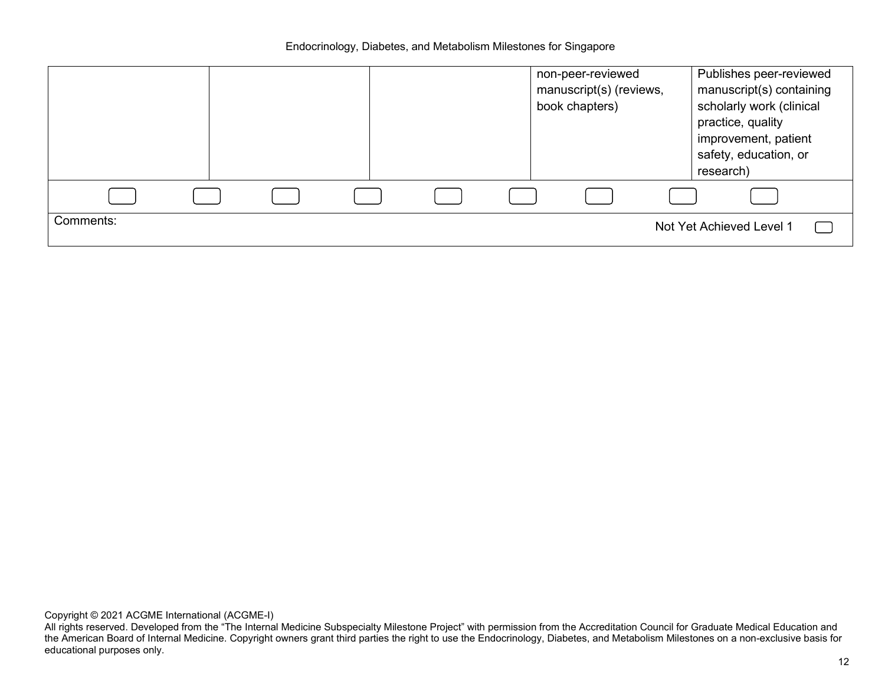| | | | | |
|---|---|---|---|---|
| | | | non-peer-reviewed manuscript(s) (reviews, book chapters) | Publishes peer-reviewed manuscript(s) containing scholarly work (clinical practice, quality improvement, patient safety, education, or research) |

Comments:

Not Yet Achieved Level 1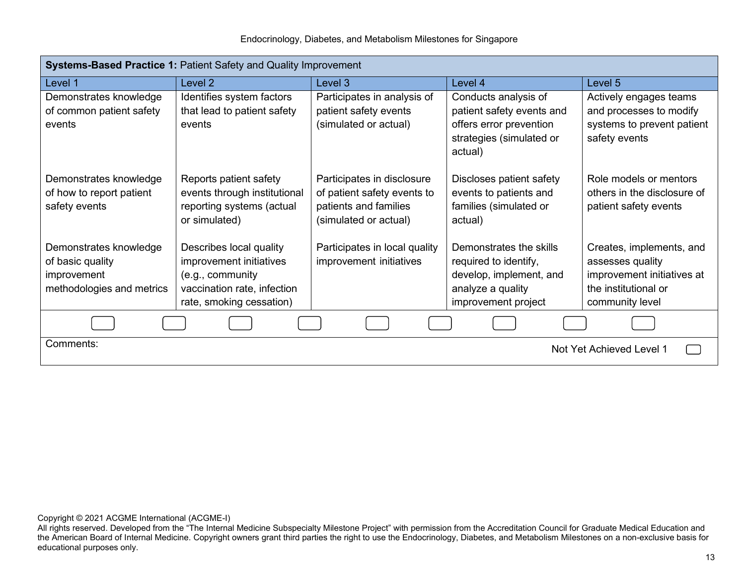| **Systems-Based Practice 1:** Patient Safety and Quality Improvement | | | | |
|---|---|---|---|---|
| Level 1 | Level 2 | Level 3 | Level 4 | Level 5 |
| Demonstrates knowledge of common patient safety events | Identifies system factors that lead to patient safety events | Participates in analysis of patient safety events (simulated or actual) | Conducts analysis of patient safety events and offers error prevention strategies (simulated or actual) | Actively engages teams and processes to modify systems to prevent patient safety events |
| Demonstrates knowledge of how to report patient safety events | Reports patient safety events through institutional reporting systems (actual or simulated) | Participates in disclosure of patient safety events to patients and families (simulated or actual) | Discloses patient safety events to patients and families (simulated or actual) | Role models or mentors others in the disclosure of patient safety events |
| Demonstrates knowledge of basic quality improvement methodologies and metrics | Describes local quality improvement initiatives (e.g., community vaccination rate, infection rate, smoking cessation) | Participates in local quality improvement initiatives | Demonstrates the skills required to identify, develop, implement, and analyze a quality improvement project | Creates, implements, and assesses quality improvement initiatives at the institutional or community level |

Comments:

Not Yet Achieved Level 1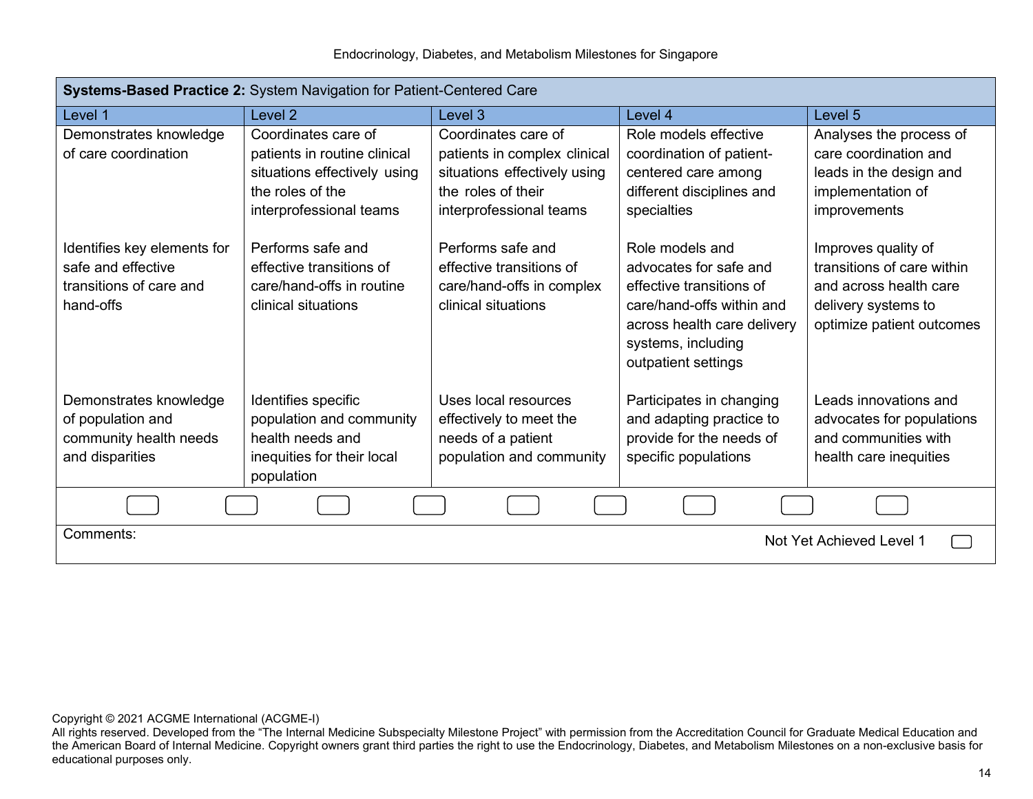| **Systems-Based Practice 2:** System Navigation for Patient-Centered Care | | | | |
|---|---|---|---|---|
| Level 1 | Level 2 | Level 3 | Level 4 | Level 5 |
| Demonstrates knowledge of care coordination | Coordinates care of patients in routine clinical situations effectively using the roles of the interprofessional teams | Coordinates care of patients in complex clinical situations effectively using the roles of their interprofessional teams | Role models effective coordination of patient-centered care among different disciplines and specialties | Analyses the process of care coordination and leads in the design and implementation of improvements |
| Identifies key elements for safe and effective transitions of care and hand-offs | Performs safe and effective transitions of care/hand-offs in routine clinical situations | Performs safe and effective transitions of care/hand-offs in complex clinical situations | Role models and advocates for safe and effective transitions of care/hand-offs within and across health care delivery systems, including outpatient settings | Improves quality of transitions of care within and across health care delivery systems to optimize patient outcomes |
| Demonstrates knowledge of population and community health needs and disparities | Identifies specific population and community health needs and inequities for their local population | Uses local resources effectively to meet the needs of a patient population and community | Participates in changing and adapting practice to provide for the needs of specific populations | Leads innovations and advocates for populations and communities with health care inequities |

Comments:

Not Yet Achieved Level 1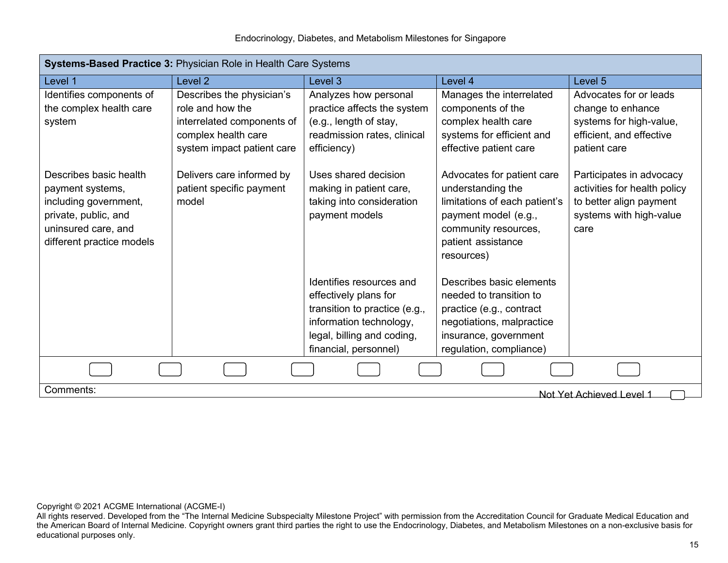| **Systems-Based Practice 3:** Physician Role in Health Care Systems | | | | |
|---|---|---|---|---|
| Level 1 | Level 2 | Level 3 | Level 4 | Level 5 |
| Identifies components of the complex health care system | Describes the physician's role and how the interrelated components of complex health care system impact patient care | Analyzes how personal practice affects the system (e.g., length of stay, readmission rates, clinical efficiency) | Manages the interrelated components of the complex health care systems for efficient and effective patient care | Advocates for or leads change to enhance systems for high-value, efficient, and effective patient care |
| Describes basic health payment systems, including government, private, public, and uninsured care, and different practice models | Delivers care informed by patient specific payment model | Uses shared decision making in patient care, taking into consideration payment models | Advocates for patient care understanding the limitations of each patient's payment model (e.g., community resources, patient assistance resources) | Participates in advocacy activities for health policy to better align payment systems with high-value care |
| | | Identifies resources and effectively plans for transition to practice (e.g., information technology, legal, billing and coding, financial, personnel) | Describes basic elements needed to transition to practice (e.g., contract negotiations, malpractice insurance, government regulation, compliance) | |

Comments:

Not Yet Achieved Level 1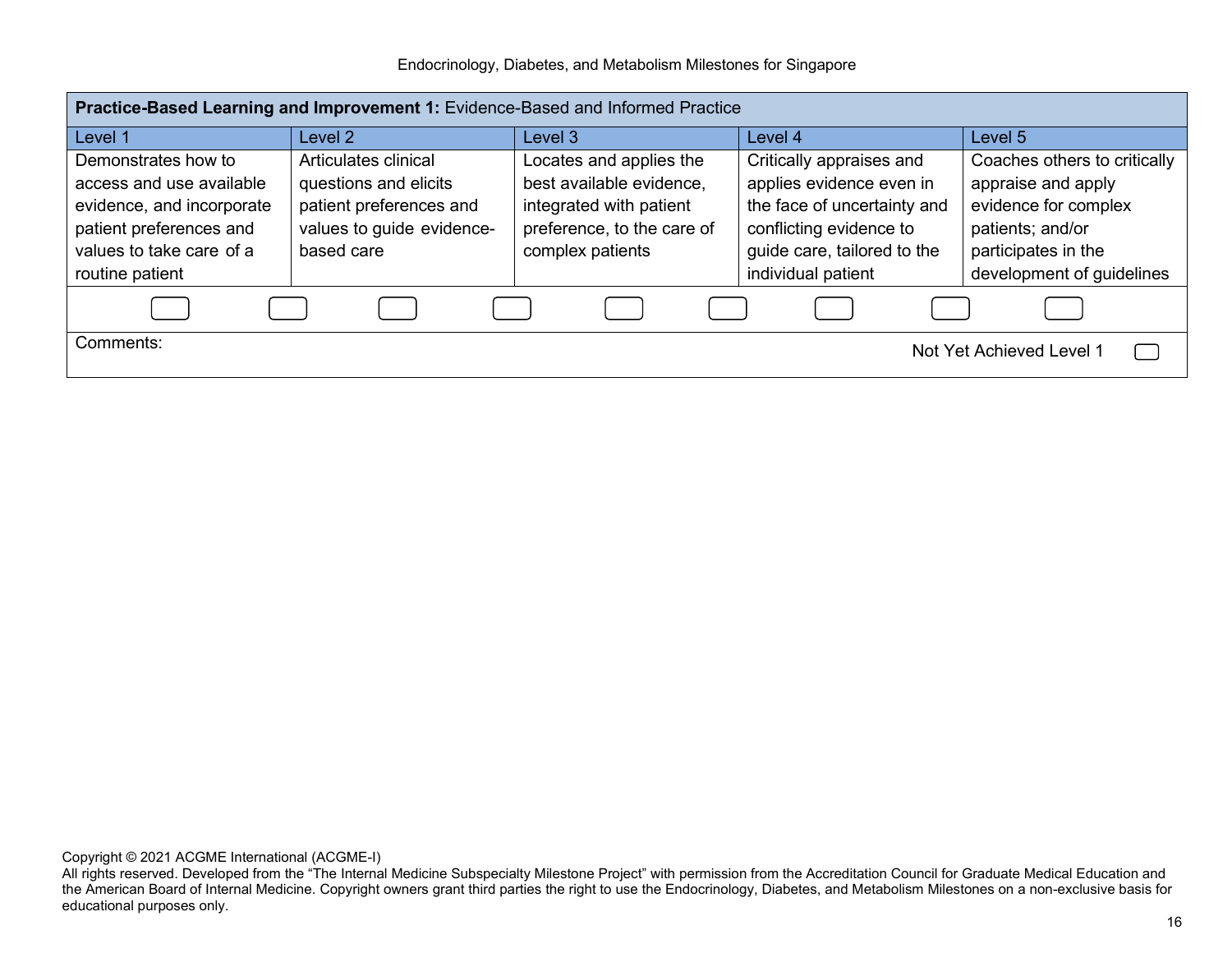| **Practice-Based Learning and Improvement 1:** Evidence-Based and Informed Practice | | | | |
|---|---|---|---|---|
| Level 1 | Level 2 | Level 3 | Level 4 | Level 5 |
| Demonstrates how to access and use available evidence, and incorporate patient preferences and values to take care of a routine patient | Articulates clinical questions and elicits patient preferences and values to guide evidence-based care | Locates and applies the best available evidence, integrated with patient preference, to the care of complex patients | Critically appraises and applies evidence even in the face of uncertainty and conflicting evidence to guide care, tailored to the individual patient | Coaches others to critically appraise and apply evidence for complex patients; and/or participates in the development of guidelines |

Comments:

Not Yet Achieved Level 1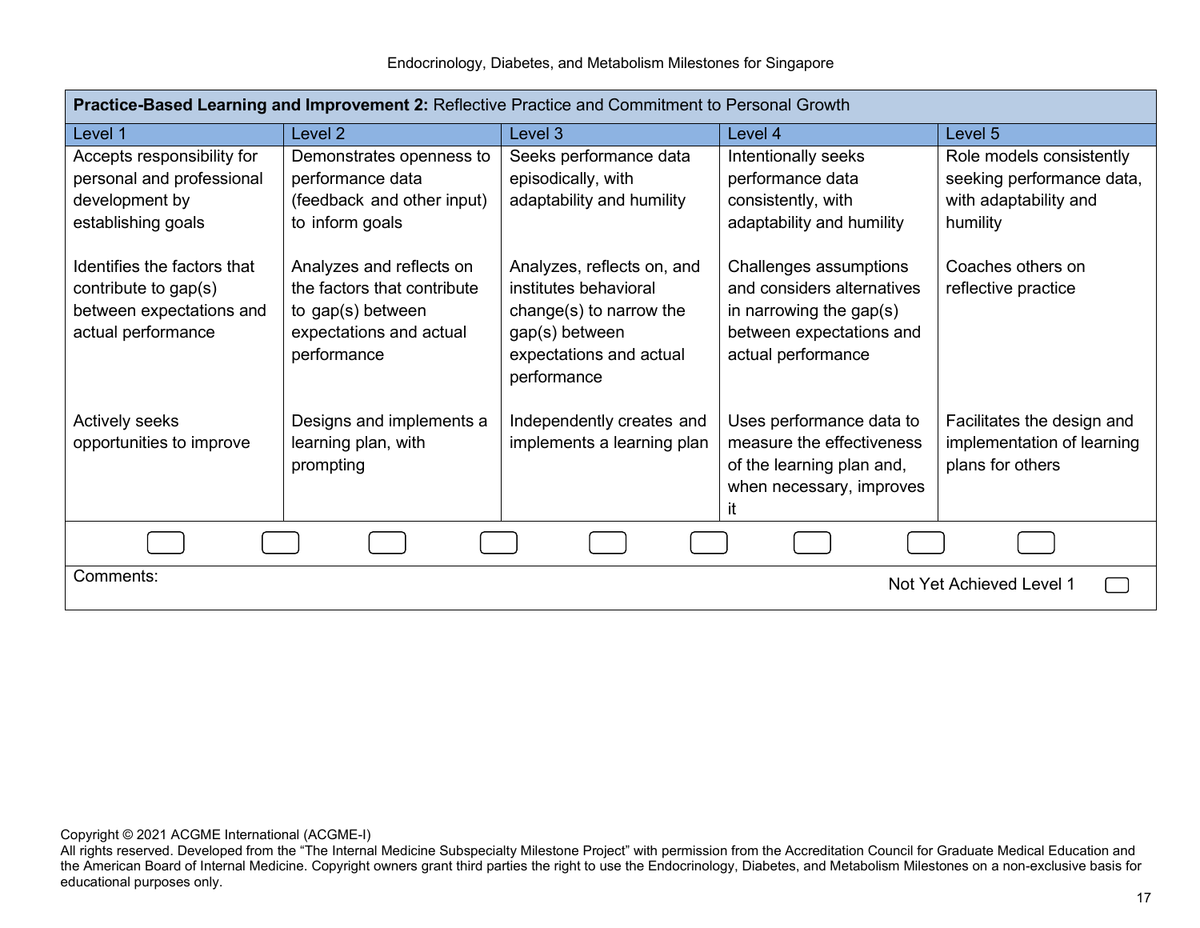| **Practice-Based Learning and Improvement 2:** Reflective Practice and Commitment to Personal Growth | | | | |
|---|---|---|---|---|
| Level 1 | Level 2 | Level 3 | Level 4 | Level 5 |
| Accepts responsibility for personal and professional development by establishing goals | Demonstrates openness to performance data (feedback and other input) to inform goals | Seeks performance data episodically, with adaptability and humility | Intentionally seeks performance data consistently, with adaptability and humility | Role models consistently seeking performance data, with adaptability and humility |
| Identifies the factors that contribute to gap(s) between expectations and actual performance | Analyzes and reflects on the factors that contribute to gap(s) between expectations and actual performance | Analyzes, reflects on, and institutes behavioral change(s) to narrow the gap(s) between expectations and actual performance | Challenges assumptions and considers alternatives in narrowing the gap(s) between expectations and actual performance | Coaches others on reflective practice |
| Actively seeks opportunities to improve | Designs and implements a learning plan, with prompting | Independently creates and implements a learning plan | Uses performance data to measure the effectiveness of the learning plan and, when necessary, improves it | Facilitates the design and implementation of learning plans for others |

Comments:

Not Yet Achieved Level 1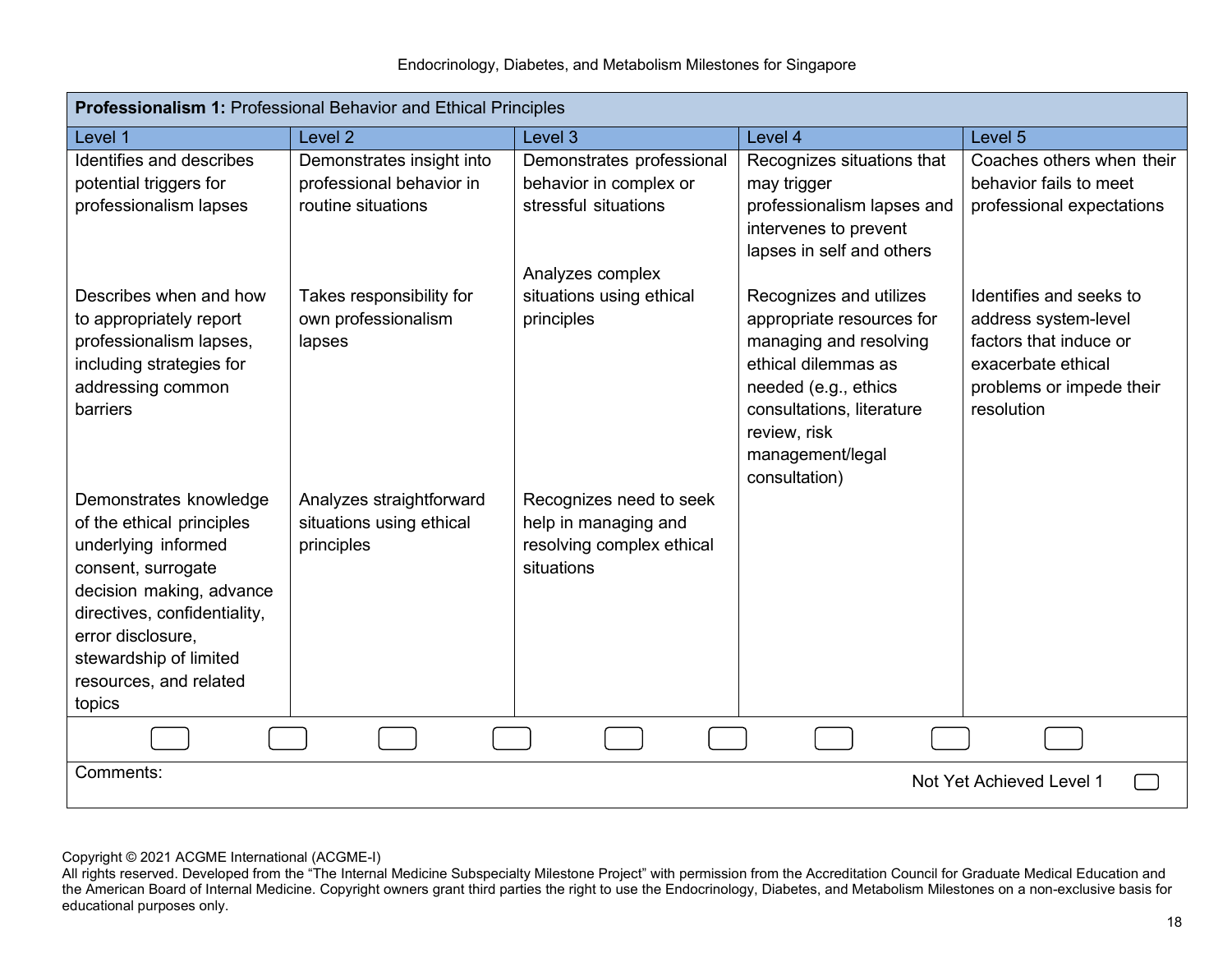| **Professionalism 1:** Professional Behavior and Ethical Principles | | | | |
|---|---|---|---|---|
| Level 1 | Level 2 | Level 3 | Level 4 | Level 5 |
| Identifies and describes potential triggers for professionalism lapses | Demonstrates insight into professional behavior in routine situations | Demonstrates professional behavior in complex or stressful situations | Recognizes situations that may trigger professionalism lapses and intervenes to prevent lapses in self and others | Coaches others when their behavior fails to meet professional expectations |
| Describes when and how to appropriately report professionalism lapses, including strategies for addressing common barriers | Takes responsibility for own professionalism lapses | Analyzes complex situations using ethical principles | Recognizes and utilizes appropriate resources for managing and resolving ethical dilemmas as needed (e.g., ethics consultations, literature review, risk management/legal consultation) | Identifies and seeks to address system-level factors that induce or exacerbate ethical problems or impede their resolution |
| Demonstrates knowledge of the ethical principles underlying informed consent, surrogate decision making, advance directives, confidentiality, error disclosure, stewardship of limited resources, and related topics | Analyzes straightforward situations using ethical principles | Recognizes need to seek help in managing and resolving complex ethical situations | | |

Comments:

Not Yet Achieved Level 1

Copyright © 2021 ACGME International (ACGME-I)
All rights reserved. Developed from the "The Internal Medicine Subspecialty Milestone Project" with permission from the Accreditation Council for Graduate Medical Education and the American Board of Internal Medicine. Copyright owners grant third parties the right to use the Endocrinology, Diabetes, and Metabolism Milestones on a non-exclusive basis for educational purposes only.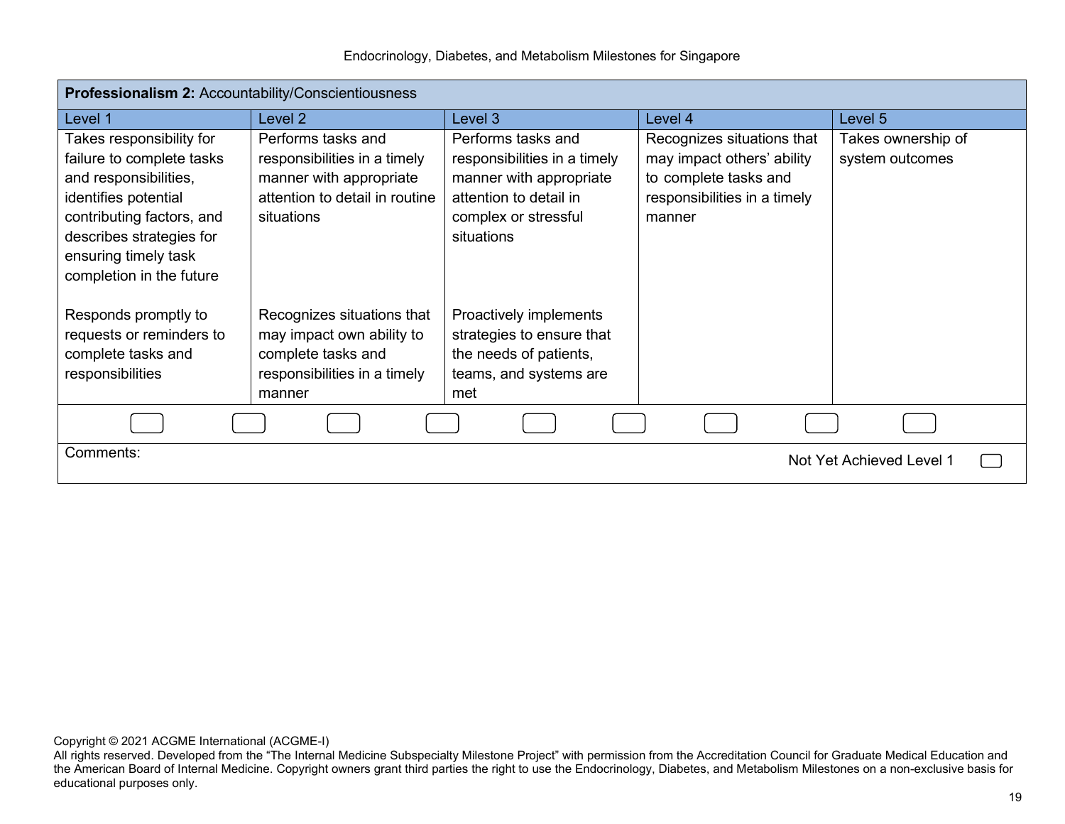| **Professionalism 2:** Accountability/Conscientiousness | | | | |
|---|---|---|---|---|
| Level 1 | Level 2 | Level 3 | Level 4 | Level 5 |
| Takes responsibility for failure to complete tasks and responsibilities, identifies potential contributing factors, and describes strategies for ensuring timely task completion in the future | Performs tasks and responsibilities in a timely manner with appropriate attention to detail in routine situations | Performs tasks and responsibilities in a timely manner with appropriate attention to detail in complex or stressful situations | Recognizes situations that may impact others' ability to complete tasks and responsibilities in a timely manner | Takes ownership of system outcomes |
| Responds promptly to requests or reminders to complete tasks and responsibilities | Recognizes situations that may impact own ability to complete tasks and responsibilities in a timely manner | Proactively implements strategies to ensure that the needs of patients, teams, and systems are met | | |

Comments:

Not Yet Achieved Level 1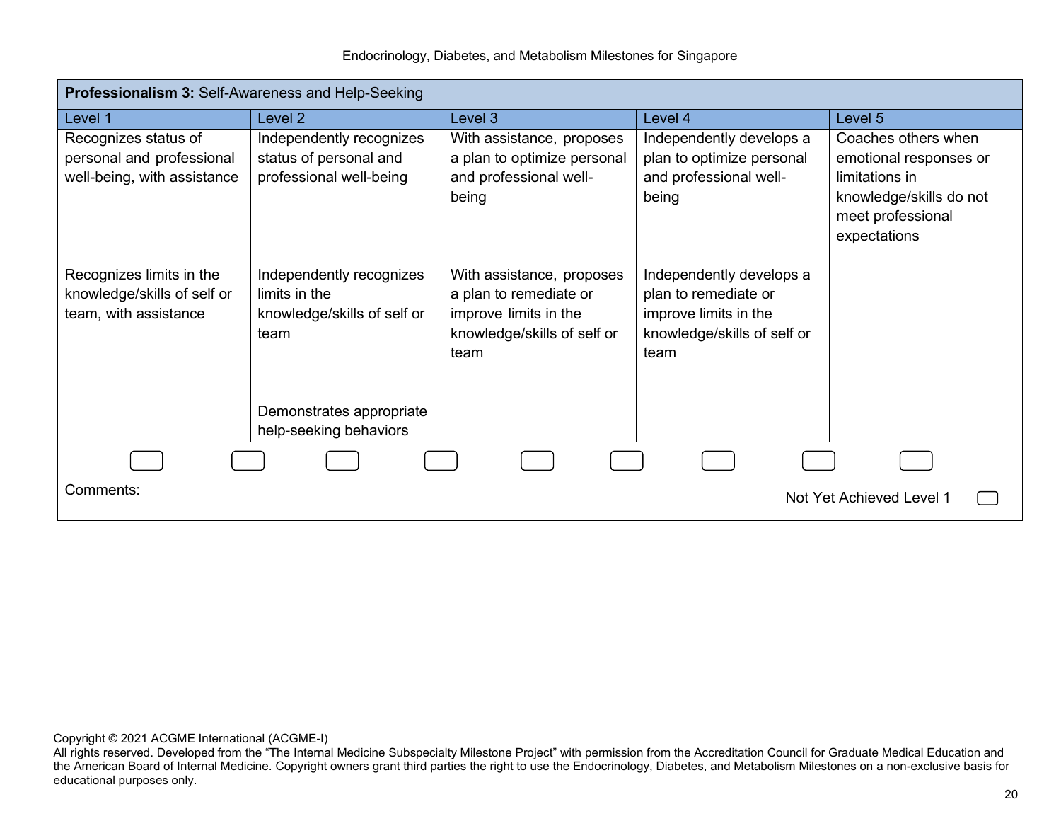| **Professionalism 3:** Self-Awareness and Help-Seeking | | | | |
|---|---|---|---|---|
| Level 1 | Level 2 | Level 3 | Level 4 | Level 5 |
| Recognizes status of personal and professional well-being, with assistance | Independently recognizes status of personal and professional well-being | With assistance, proposes a plan to optimize personal and professional well-being | Independently develops a plan to optimize personal and professional well-being | Coaches others when emotional responses or limitations in knowledge/skills do not meet professional expectations |
| Recognizes limits in the knowledge/skills of self or team, with assistance | Independently recognizes limits in the knowledge/skills of self or team | With assistance, proposes a plan to remediate or improve limits in the knowledge/skills of self or team | Independently develops a plan to remediate or improve limits in the knowledge/skills of self or team | |
| | Demonstrates appropriate help-seeking behaviors | | | |

Comments:

Not Yet Achieved Level 1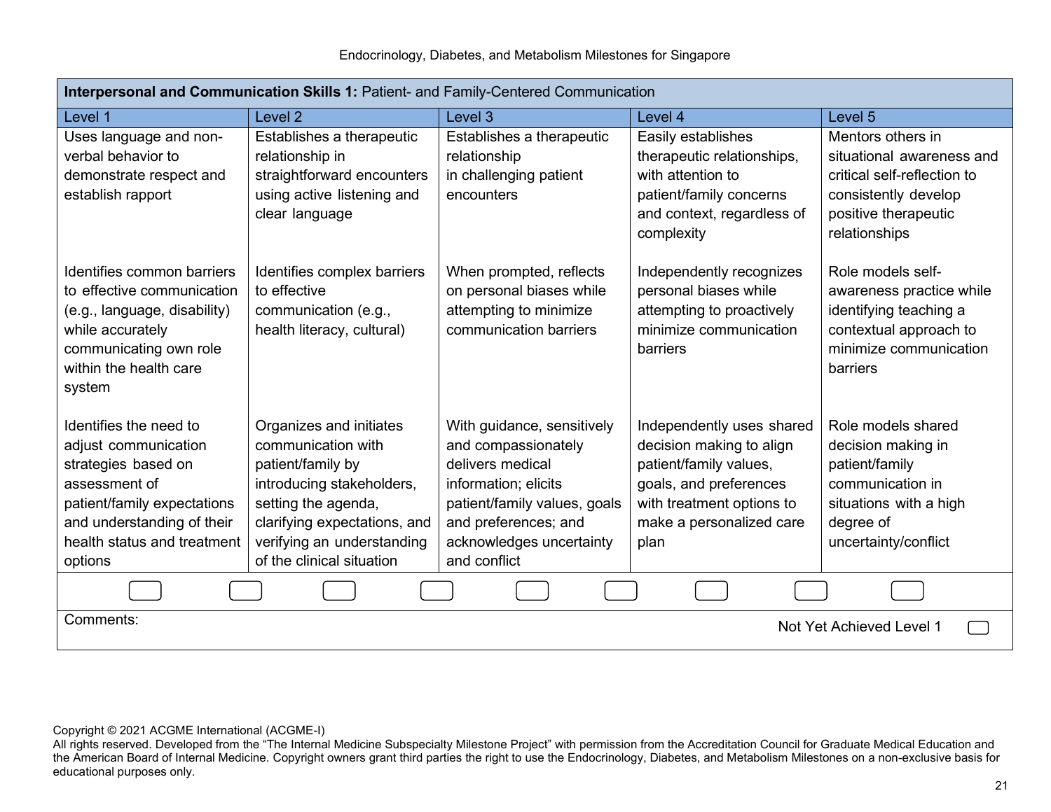| **Interpersonal and Communication Skills 1:** Patient- and Family-Centered Communication | | | | |
|---|---|---|---|---|
| Level 1 | Level 2 | Level 3 | Level 4 | Level 5 |
| Uses language and non-verbal behavior to demonstrate respect and establish rapport | Establishes a therapeutic relationship in straightforward encounters using active listening and clear language | Establishes a therapeutic relationship in challenging patient encounters | Easily establishes therapeutic relationships, with attention to patient/family concerns and context, regardless of complexity | Mentors others in situational awareness and critical self-reflection to consistently develop positive therapeutic relationships |
| Identifies common barriers to effective communication (e.g., language, disability) while accurately communicating own role within the health care system | Identifies complex barriers to effective communication (e.g., health literacy, cultural) | When prompted, reflects on personal biases while attempting to minimize communication barriers | Independently recognizes personal biases while attempting to proactively minimize communication barriers | Role models self-awareness practice while identifying teaching a contextual approach to minimize communication barriers |
| Identifies the need to adjust communication strategies based on assessment of patient/family expectations and understanding of their health status and treatment options | Organizes and initiates communication with patient/family by introducing stakeholders, setting the agenda, clarifying expectations, and verifying an understanding of the clinical situation | With guidance, sensitively and compassionately delivers medical information; elicits patient/family values, goals and preferences; and acknowledges uncertainty and conflict | Independently uses shared decision making to align patient/family values, goals, and preferences with treatment options to make a personalized care plan | Role models shared decision making in patient/family communication in situations with a high degree of uncertainty/conflict |

Comments:

Not Yet Achieved Level 1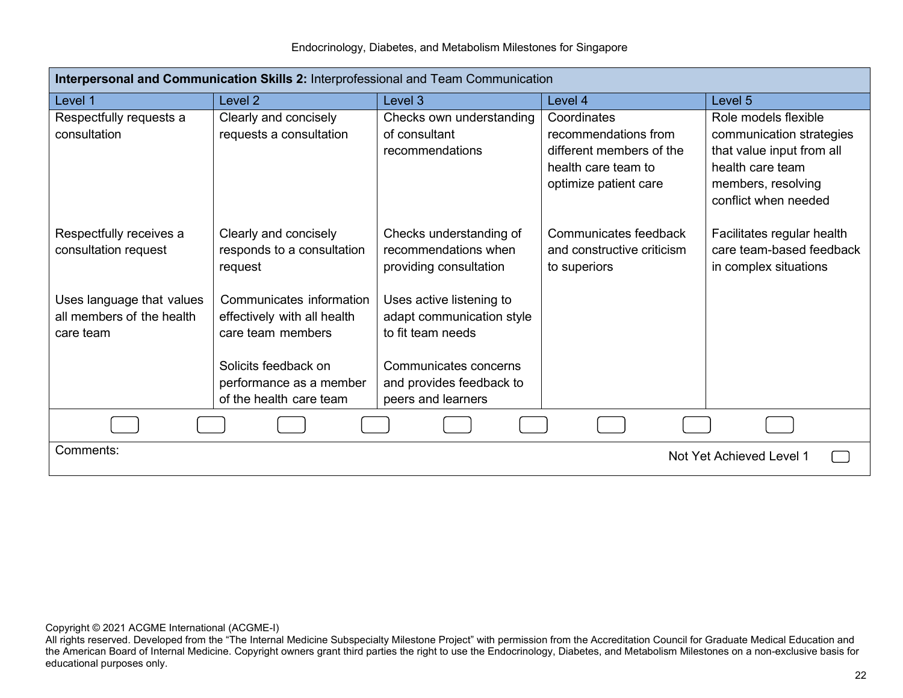| **Interpersonal and Communication Skills 2:** Interprofessional and Team Communication | | | | |
|---|---|---|---|---|
| Level 1 | Level 2 | Level 3 | Level 4 | Level 5 |
| Respectfully requests a consultation | Clearly and concisely requests a consultation | Checks own understanding of consultant recommendations | Coordinates recommendations from different members of the health care team to optimize patient care | Role models flexible communication strategies that value input from all health care team members, resolving conflict when needed |
| Respectfully receives a consultation request | Clearly and concisely responds to a consultation request | Checks understanding of recommendations when providing consultation | Communicates feedback and constructive criticism to superiors | Facilitates regular health care team-based feedback in complex situations |
| Uses language that values all members of the health care team | Communicates information effectively with all health care team members | Uses active listening to adapt communication style to fit team needs | | |
| | Solicits feedback on performance as a member of the health care team | Communicates concerns and provides feedback to peers and learners | | |

Comments:

Not Yet Achieved Level 1

Copyright © 2021 ACGME International (ACGME-I)
All rights reserved. Developed from the "The Internal Medicine Subspecialty Milestone Project" with permission from the Accreditation Council for Graduate Medical Education and the American Board of Internal Medicine. Copyright owners grant third parties the right to use the Endocrinology, Diabetes, and Metabolism Milestones on a non-exclusive basis for educational purposes only.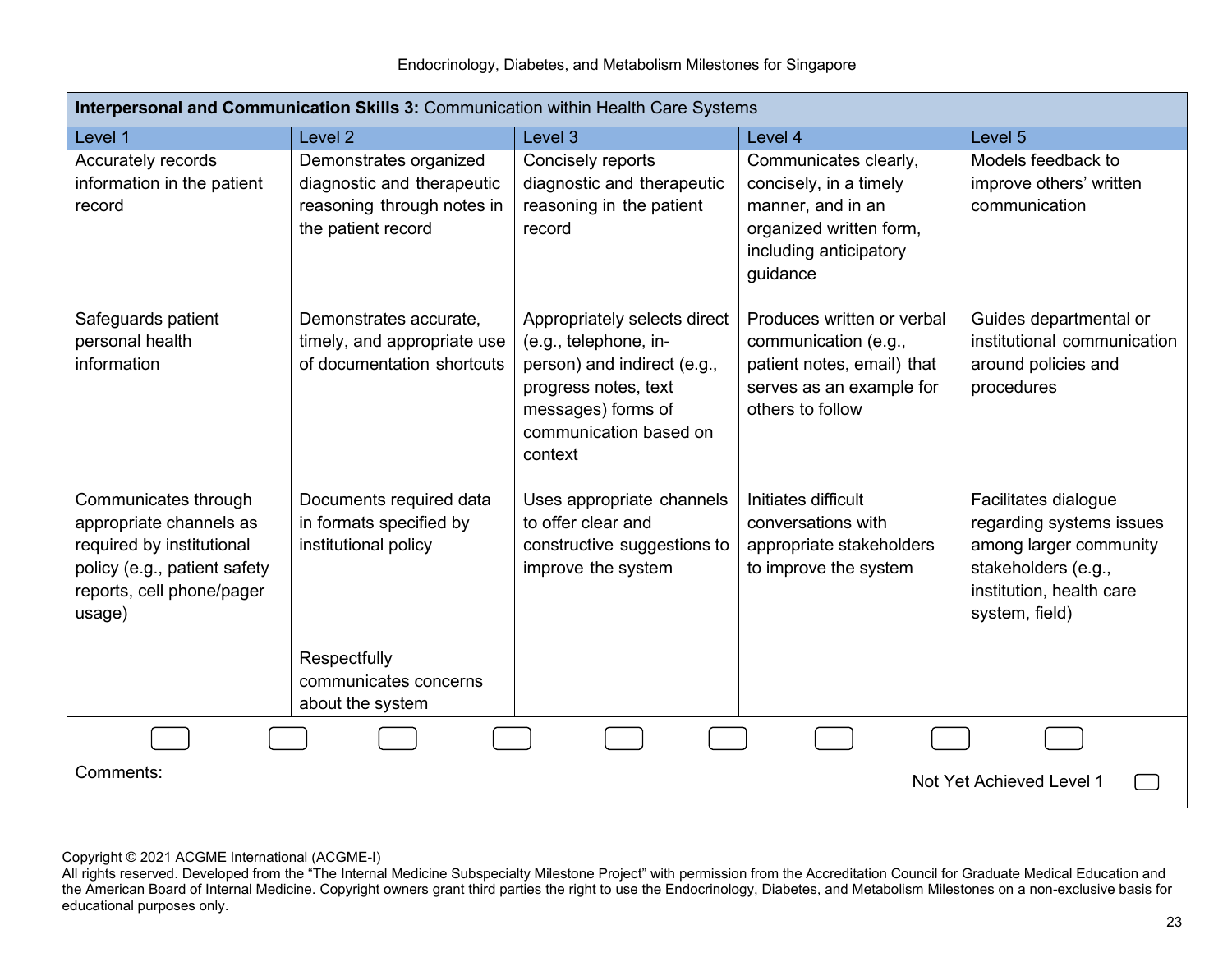| Interpersonal and Communication Skills 3: Communication within Health Care Systems | | | | |
|---|---|---|---|---|
| Level 1 | Level 2 | Level 3 | Level 4 | Level 5 |
| Accurately records information in the patient record | Demonstrates organized diagnostic and therapeutic reasoning through notes in the patient record | Concisely reports diagnostic and therapeutic reasoning in the patient record | Communicates clearly, concisely, in a timely manner, and in an organized written form, including anticipatory guidance | Models feedback to improve others' written communication |
| Safeguards patient personal health information | Demonstrates accurate, timely, and appropriate use of documentation shortcuts | Appropriately selects direct (e.g., telephone, in-person) and indirect (e.g., progress notes, text messages) forms of communication based on context | Produces written or verbal communication (e.g., patient notes, email) that serves as an example for others to follow | Guides departmental or institutional communication around policies and procedures |
| Communicates through appropriate channels as required by institutional policy (e.g., patient safety reports, cell phone/pager usage) | Documents required data in formats specified by institutional policy | Uses appropriate channels to offer clear and constructive suggestions to improve the system | Initiates difficult conversations with appropriate stakeholders to improve the system | Facilitates dialogue regarding systems issues among larger community stakeholders (e.g., institution, health care system, field) |
| | Respectfully communicates concerns about the system | | | |

Comments:

Not Yet Achieved Level 1

Copyright © 2021 ACGME International (ACGME-I)
All rights reserved. Developed from the "The Internal Medicine Subspecialty Milestone Project" with permission from the Accreditation Council for Graduate Medical Education and the American Board of Internal Medicine. Copyright owners grant third parties the right to use the Endocrinology, Diabetes, and Metabolism Milestones on a non-exclusive basis for educational purposes only.